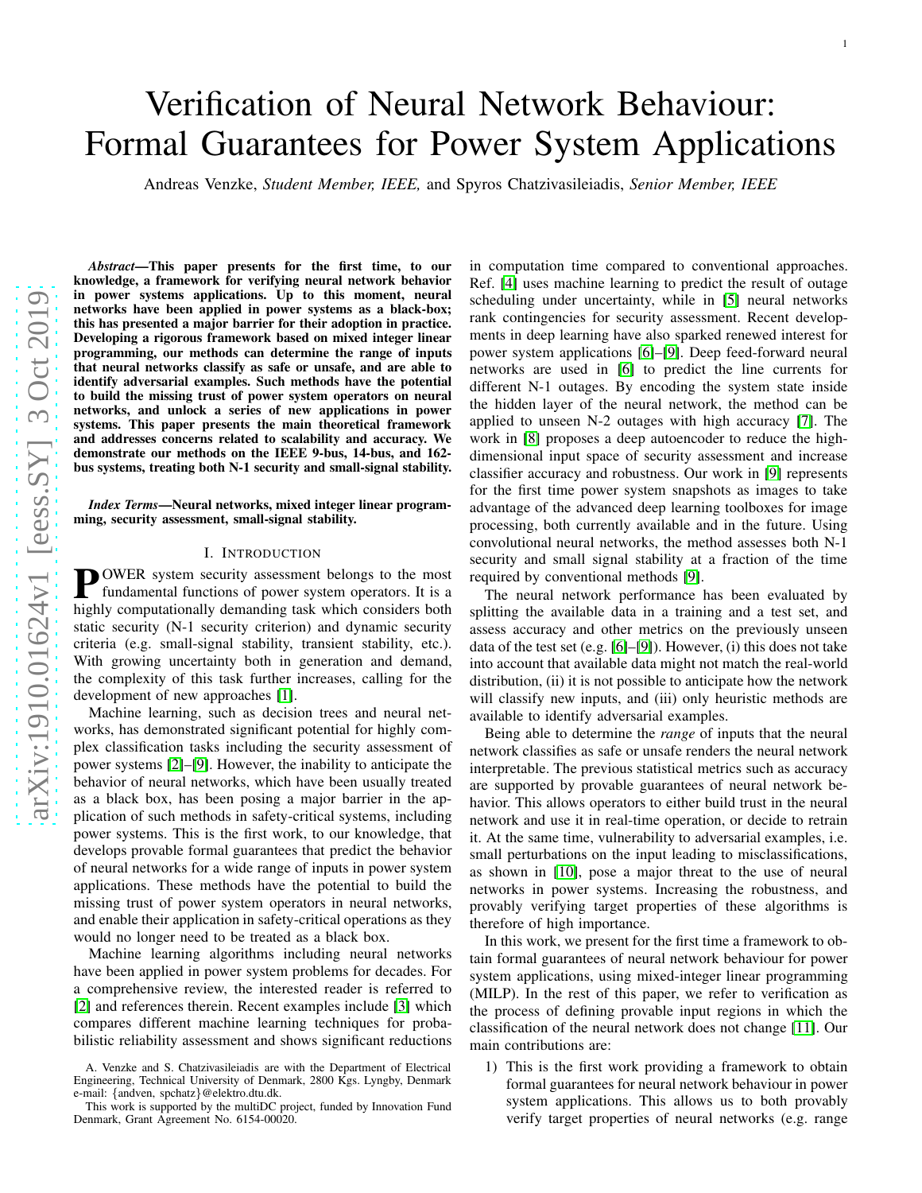# Verification of Neural Network Behaviour: Formal Guarantees for Power System Applications

Andreas Venzke, *Student Member, IEEE,* and Spyros Chatzivasileiadis, *Senior Member, IEEE*

***Abstract*—This paper presents for the first time, to our knowledge, a framework for verifying neural network behavior in power systems applications. Up to this moment, neural networks have been applied in power systems as a black-box; this has presented a major barrier for their adoption in practice. Developing a rigorous framework based on mixed integer linear programming, our methods can determine the range of inputs that neural networks classify as safe or unsafe, and are able to identify adversarial examples. Such methods have the potential to build the missing trust of power system operators on neural networks, and unlock a series of new applications in power systems. This paper presents the main theoretical framework and addresses concerns related to scalability and accuracy. We demonstrate our methods on the IEEE 9-bus, 14-bus, and 162-bus systems, treating both N-1 security and small-signal stability.**

***Index Terms*—Neural networks, mixed integer linear programming, security assessment, small-signal stability.**

## I. Introduction

Power system security assessment belongs to the most fundamental functions of power system operators. It is a highly computationally demanding task which considers both static security (N-1 security criterion) and dynamic security criteria (e.g. small-signal stability, transient stability, etc.). With growing uncertainty both in generation and demand, the complexity of this task further increases, calling for the development of new approaches [1].

Machine learning, such as decision trees and neural networks, has demonstrated significant potential for highly complex classification tasks including the security assessment of power systems [2]–[9]. However, the inability to anticipate the behavior of neural networks, which have been usually treated as a black box, has been posing a major barrier in the application of such methods in safety-critical systems, including power systems. This is the first work, to our knowledge, that develops provable formal guarantees that predict the behavior of neural networks for a wide range of inputs in power system applications. These methods have the potential to build the missing trust of power system operators in neural networks, and enable their application in safety-critical operations as they would no longer need to be treated as a black box.

Machine learning algorithms including neural networks have been applied in power system problems for decades. For a comprehensive review, the interested reader is referred to [2] and references therein. Recent examples include [3] which compares different machine learning techniques for probabilistic reliability assessment and shows significant reductions in computation time compared to conventional approaches. Ref. [4] uses machine learning to predict the result of outage scheduling under uncertainty, while in [5] neural networks rank contingencies for security assessment. Recent developments in deep learning have also sparked renewed interest for power system applications [6]–[9]. Deep feed-forward neural networks are used in [6] to predict the line currents for different N-1 outages. By encoding the system state inside the hidden layer of the neural network, the method can be applied to unseen N-2 outages with high accuracy [7]. The work in [8] proposes a deep autoencoder to reduce the high-dimensional input space of security assessment and increase classifier accuracy and robustness. Our work in [9] represents for the first time power system snapshots as images to take advantage of the advanced deep learning toolboxes for image processing, both currently available and in the future. Using convolutional neural networks, the method assesses both N-1 security and small signal stability at a fraction of the time required by conventional methods [9].

The neural network performance has been evaluated by splitting the available data in a training and a test set, and assess accuracy and other metrics on the previously unseen data of the test set (e.g. [6]–[9]). However, (i) this does not take into account that available data might not match the real-world distribution, (ii) it is not possible to anticipate how the network will classify new inputs, and (iii) only heuristic methods are available to identify adversarial examples.

Being able to determine the *range* of inputs that the neural network classifies as safe or unsafe renders the neural network interpretable. The previous statistical metrics such as accuracy are supported by provable guarantees of neural network behavior. This allows operators to either build trust in the neural network and use it in real-time operation, or decide to retrain it. At the same time, vulnerability to adversarial examples, i.e. small perturbations on the input leading to misclassifications, as shown in [10], pose a major threat to the use of neural networks in power systems. Increasing the robustness, and provably verifying target properties of these algorithms is therefore of high importance.

In this work, we present for the first time a framework to obtain formal guarantees of neural network behaviour for power system applications, using mixed-integer linear programming (MILP). In the rest of this paper, we refer to verification as the process of defining provable input regions in which the classification of the neural network does not change [11]. Our main contributions are:

1) This is the first work providing a framework to obtain formal guarantees for neural network behaviour in power system applications. This allows us to both provably verify target properties of neural networks (e.g. range

A. Venzke and S. Chatzivasileiadis are with the Department of Electrical Engineering, Technical University of Denmark, 2800 Kgs. Lyngby, Denmark e-mail: {andven, spchatz}@elektro.dtu.dk.

This work is supported by the multiDC project, funded by Innovation Fund Denmark, Grant Agreement No. 6154-00020.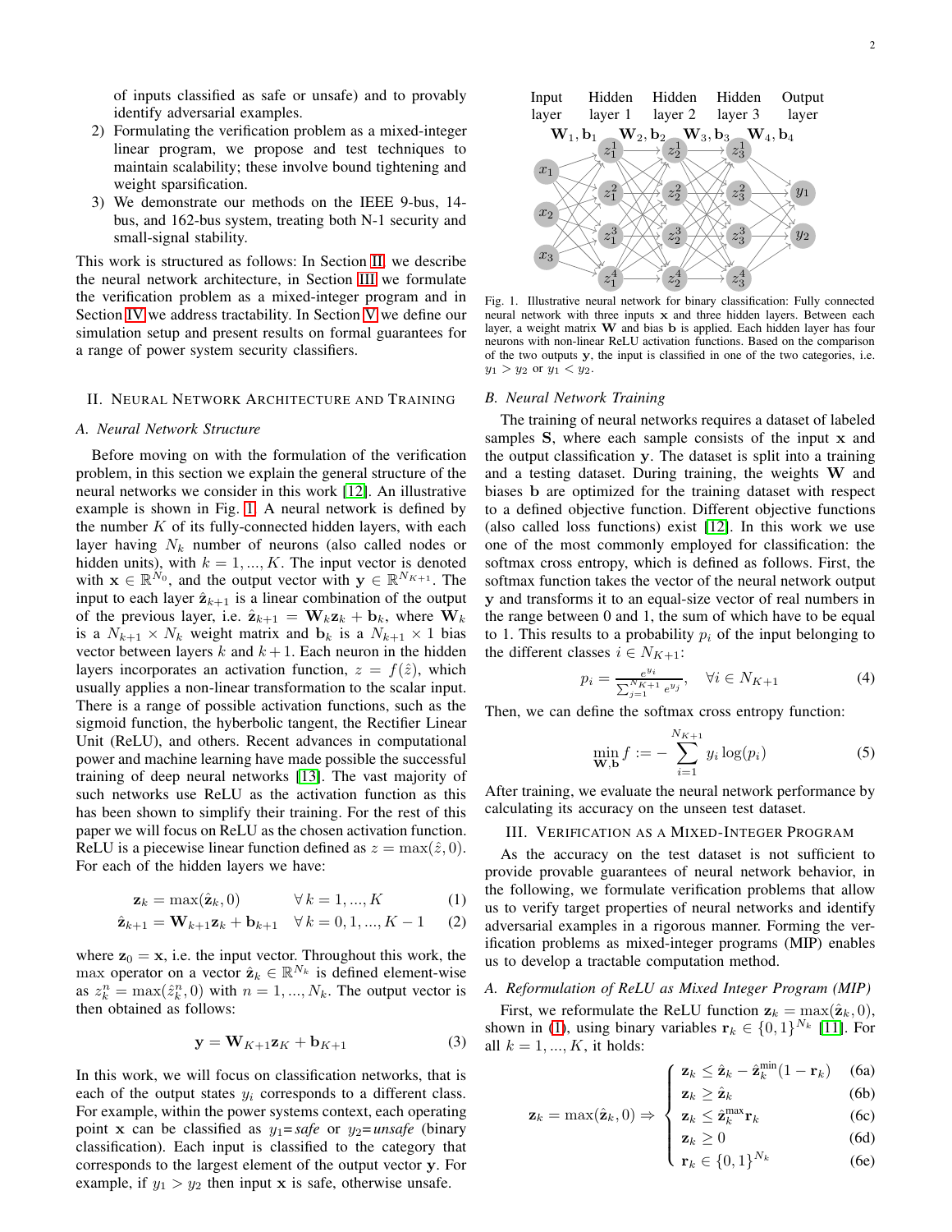of inputs classified as safe or unsafe) and to provably identify adversarial examples.

2) Formulating the verification problem as a mixed-integer linear program, we propose and test techniques to maintain scalability; these involve bound tightening and weight sparsification.
3) We demonstrate our methods on the IEEE 9-bus, 14-bus, and 162-bus system, treating both N-1 security and small-signal stability.

This work is structured as follows: In Section II, we describe the neural network architecture, in Section III we formulate the verification problem as a mixed-integer program and in Section IV we address tractability. In Section V we define our simulation setup and present results on formal guarantees for a range of power system security classifiers.

## II. Neural Network Architecture and Training

### A. Neural Network Structure

Before moving on with the formulation of the verification problem, in this section we explain the general structure of the neural networks we consider in this work [12]. An illustrative example is shown in Fig. 1. A neural network is defined by the number $K$ of its fully-connected hidden layers, with each layer having $N_k$ number of neurons (also called nodes or hidden units), with $k = 1, ..., K$. The input vector is denoted with $\mathbf{x} \in \mathbb{R}^{N_0}$, and the output vector with $\mathbf{y} \in \mathbb{R}^{N_{K+1}}$. The input to each layer $\hat{\mathbf{z}}_{k+1}$ is a linear combination of the output of the previous layer, i.e. $\hat{\mathbf{z}}_{k+1} = \mathbf{W}_k\mathbf{z}_k + \mathbf{b}_k$, where $\mathbf{W}_k$ is a $N_{k+1} \times N_k$ weight matrix and $\mathbf{b}_k$ is a $N_{k+1} \times 1$ bias vector between layers $k$ and $k+1$. Each neuron in the hidden layers incorporates an activation function, $z = f(\hat{z})$, which usually applies a non-linear transformation to the scalar input. There is a range of possible activation functions, such as the sigmoid function, the hyberbolic tangent, the Rectifier Linear Unit (ReLU), and others. Recent advances in computational power and machine learning have made possible the successful training of deep neural networks [13]. The vast majority of such networks use ReLU as the activation function as this has been shown to simplify their training. For the rest of this paper we will focus on ReLU as the chosen activation function. ReLU is a piecewise linear function defined as $z = \max(\hat{z}, 0)$. For each of the hidden layers we have:

$$\mathbf{z}_k = \max(\hat{\mathbf{z}}_k, 0) \qquad \forall k = 1, ..., K \tag{1}$$

$$\hat{\mathbf{z}}_{k+1} = \mathbf{W}_{k+1}\mathbf{z}_k + \mathbf{b}_{k+1} \quad \forall k = 0, 1, ..., K-1 \tag{2}$$

where $\mathbf{z}_0 = \mathbf{x}$, i.e. the input vector. Throughout this work, the max operator on a vector $\hat{\mathbf{z}}_k \in \mathbb{R}^{N_k}$ is defined element-wise as $z_k^n = \max(\hat{z}_k^n, 0)$ with $n = 1, ..., N_k$. The output vector is then obtained as follows:

$$\mathbf{y} = \mathbf{W}_{K+1}\mathbf{z}_K + \mathbf{b}_{K+1} \tag{3}$$

In this work, we will focus on classification networks, that is each of the output states $y_i$ corresponds to a different class. For example, within the power systems context, each operating point $\mathbf{x}$ can be classified as $y_1$=*safe* or $y_2$=*unsafe* (binary classification). Each input is classified to the category that corresponds to the largest element of the output vector $\mathbf{y}$. For example, if $y_1 > y_2$ then input $\mathbf{x}$ is safe, otherwise unsafe.

Fig. 1. Illustrative neural network for binary classification: Fully connected neural network with three inputs $\mathbf{x}$ and three hidden layers. Between each layer, a weight matrix $\mathbf{W}$ and bias $\mathbf{b}$ is applied. Each hidden layer has four neurons with non-linear ReLU activation functions. Based on the comparison of the two outputs $\mathbf{y}$, the input is classified in one of the two categories, i.e. $y_1 > y_2$ or $y_1 < y_2$.

### B. Neural Network Training

The training of neural networks requires a dataset of labeled samples $\mathbf{S}$, where each sample consists of the input $\mathbf{x}$ and the output classification $\mathbf{y}$. The dataset is split into a training and a testing dataset. During training, the weights $\mathbf{W}$ and biases $\mathbf{b}$ are optimized for the training dataset with respect to a defined objective function. Different objective functions (also called loss functions) exist [12]. In this work we use one of the most commonly employed for classification: the softmax cross entropy, which is defined as follows. First, the softmax function takes the vector of the neural network output $\mathbf{y}$ and transforms it to an equal-size vector of real numbers in the range between 0 and 1, the sum of which have to be equal to 1. This results to a probability $p_i$ of the input belonging to the different classes $i \in N_{K+1}$:

$$p_i = \frac{e^{y_i}}{\sum_{j=1}^{N_{K+1}} e^{y_j}}, \quad \forall i \in N_{K+1} \tag{4}$$

Then, we can define the softmax cross entropy function:

$$\min_{\mathbf{W},\mathbf{b}} f := -\sum_{i=1}^{N_{K+1}} y_i \log(p_i) \tag{5}$$

After training, we evaluate the neural network performance by calculating its accuracy on the unseen test dataset.

## III. Verification as a Mixed-Integer Program

As the accuracy on the test dataset is not sufficient to provide provable guarantees of neural network behavior, in the following, we formulate verification problems that allow us to verify target properties of neural networks and identify adversarial examples in a rigorous manner. Forming the verification problems as mixed-integer programs (MIP) enables us to develop a tractable computation method.

### A. Reformulation of ReLU as Mixed Integer Program (MIP)

First, we reformulate the ReLU function $\mathbf{z}_k = \max(\hat{\mathbf{z}}_k, 0)$, shown in (1), using binary variables $\mathbf{r}_k \in \{0, 1\}^{N_k}$ [11]. For all $k = 1, ..., K$, it holds:

$$\mathbf{z}_k = \max(\hat{\mathbf{z}}_k, 0) \Rightarrow \begin{cases} \mathbf{z}_k \leq \hat{\mathbf{z}}_k - \hat{\mathbf{z}}_k^{\min}(1 - \mathbf{r}_k) & \text{(6a)} \\ \mathbf{z}_k \geq \hat{\mathbf{z}}_k & \text{(6b)} \\ \mathbf{z}_k \leq \hat{\mathbf{z}}_k^{\max}\mathbf{r}_k & \text{(6c)} \\ \mathbf{z}_k \geq 0 & \text{(6d)} \\ \mathbf{r}_k \in \{0, 1\}^{N_k} & \text{(6e)} \end{cases}$$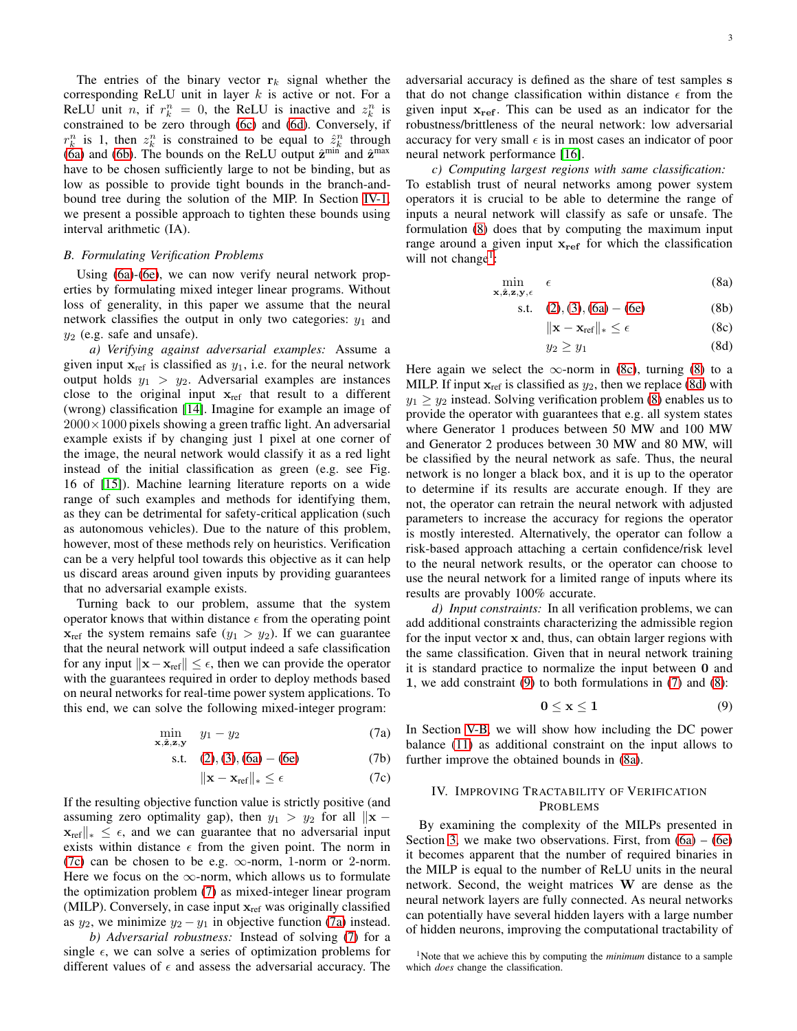The entries of the binary vector $\mathbf{r}_k$ signal whether the corresponding ReLU unit in layer $k$ is active or not. For a ReLU unit $n$, if $r_k^n = 0$, the ReLU is inactive and $z_k^n$ is constrained to be zero through (6c) and (6d). Conversely, if $r_k^n$ is 1, then $z_k^n$ is constrained to be equal to $\hat{z}_k^n$ through (6a) and (6b). The bounds on the ReLU output $\hat{\mathbf{z}}^{\min}$ and $\hat{\mathbf{z}}^{\max}$ have to be chosen sufficiently large to not be binding, but as low as possible to provide tight bounds in the branch-and-bound tree during the solution of the MIP. In Section IV-1, we present a possible approach to tighten these bounds using interval arithmetic (IA).

### B. Formulating Verification Problems

Using (6a)-(6e), we can now verify neural network properties by formulating mixed integer linear programs. Without loss of generality, in this paper we assume that the neural network classifies the output in only two categories: $y_1$ and $y_2$ (e.g. safe and unsafe).

*a) Verifying against adversarial examples:* Assume a given input $\mathbf{x}_{\text{ref}}$ is classified as $y_1$, i.e. for the neural network output holds $y_1 > y_2$. Adversarial examples are instances close to the original input $\mathbf{x}_{\text{ref}}$ that result to a different (wrong) classification [14]. Imagine for example an image of $2000 \times 1000$ pixels showing a green traffic light. An adversarial example exists if by changing just 1 pixel at one corner of the image, the neural network would classify it as a red light instead of the initial classification as green (e.g. see Fig. 16 of [15]). Machine learning literature reports on a wide range of such examples and methods for identifying them, as they can be detrimental for safety-critical application (such as autonomous vehicles). Due to the nature of this problem, however, most of these methods rely on heuristics. Verification can be a very helpful tool towards this objective as it can help us discard areas around given inputs by providing guarantees that no adversarial example exists.

Turning back to our problem, assume that the system operator knows that within distance $\epsilon$ from the operating point $\mathbf{x}_{\text{ref}}$ the system remains safe ($y_1 > y_2$). If we can guarantee that the neural network will output indeed a safe classification for any input $\|\mathbf{x} - \mathbf{x}_{\text{ref}}\| \leq \epsilon$, then we can provide the operator with the guarantees required in order to deploy methods based on neural networks for real-time power system applications. To this end, we can solve the following mixed-integer program:

$$\min_{\mathbf{x}, \hat{\mathbf{z}}, \mathbf{z}, \mathbf{y}} \quad y_1 - y_2 \tag{7a}$$

$$\text{s.t.} \quad (2), (3), (6a) - (6e) \tag{7b}$$

$$\|\mathbf{x} - \mathbf{x}_{\text{ref}}\|_* \leq \epsilon \tag{7c}$$

If the resulting objective function value is strictly positive (and assuming zero optimality gap), then $y_1 > y_2$ for all $\|\mathbf{x} - \mathbf{x}_{\text{ref}}\|_* \leq \epsilon$, and we can guarantee that no adversarial input exists within distance $\epsilon$ from the given point. The norm in (7c) can be chosen to be e.g. $\infty$-norm, 1-norm or 2-norm. Here we focus on the $\infty$-norm, which allows us to formulate the optimization problem (7) as mixed-integer linear program (MILP). Conversely, in case input $\mathbf{x}_{\text{ref}}$ was originally classified as $y_2$, we minimize $y_2 - y_1$ in objective function (7a) instead.

*b) Adversarial robustness:* Instead of solving (7) for a single $\epsilon$, we can solve a series of optimization problems for different values of $\epsilon$ and assess the adversarial accuracy. The adversarial accuracy is defined as the share of test samples $\mathbf{s}$ that do not change classification within distance $\epsilon$ from the given input $\mathbf{x_{ref}}$. This can be used as an indicator for the robustness/brittleness of the neural network: low adversarial accuracy for very small $\epsilon$ is in most cases an indicator of poor neural network performance [16].

*c) Computing largest regions with same classification:* To establish trust of neural networks among power system operators it is crucial to be able to determine the range of inputs a neural network will classify as safe or unsafe. The formulation (8) does that by computing the maximum input range around a given input $\mathbf{x_{ref}}$ for which the classification will not change[1]:

$$\min_{\mathbf{x}, \hat{\mathbf{z}}, \mathbf{z}, \mathbf{y}, \epsilon} \quad \epsilon \tag{8a}$$

$$\text{s.t.} \quad (2), (3), (6a) - (6e) \tag{8b}$$

$$\|\mathbf{x} - \mathbf{x}_{\text{ref}}\|_* \leq \epsilon \tag{8c}$$

$$y_2 \geq y_1 \tag{8d}$$

Here again we select the $\infty$-norm in (8c), turning (8) to a MILP. If input $\mathbf{x}_{\text{ref}}$ is classified as $y_2$, then we replace (8d) with $y_1 \geq y_2$ instead. Solving verification problem (8) enables us to provide the operator with guarantees that e.g. all system states where Generator 1 produces between 50 MW and 100 MW and Generator 2 produces between 30 MW and 80 MW, will be classified by the neural network as safe. Thus, the neural network is no longer a black box, and it is up to the operator to determine if its results are accurate enough. If they are not, the operator can retrain the neural network with adjusted parameters to increase the accuracy for regions the operator is mostly interested. Alternatively, the operator can follow a risk-based approach attaching a certain confidence/risk level to the neural network results, or the operator can choose to use the neural network for a limited range of inputs where its results are provably 100% accurate.

*d) Input constraints:* In all verification problems, we can add additional constraints characterizing the admissible region for the input vector $\mathbf{x}$ and, thus, can obtain larger regions with the same classification. Given that in neural network training it is standard practice to normalize the input between $\mathbf{0}$ and $\mathbf{1}$, we add constraint (9) to both formulations in (7) and (8):

$$\mathbf{0} \leq \mathbf{x} \leq \mathbf{1} \tag{9}$$

In Section V-B, we will show how including the DC power balance (11) as additional constraint on the input allows to further improve the obtained bounds in (8a).

## IV. Improving Tractability of Verification Problems

By examining the complexity of the MILPs presented in Section 3, we make two observations. First, from (6a) – (6e) it becomes apparent that the number of required binaries in the MILP is equal to the number of ReLU units in the neural network. Second, the weight matrices $\mathbf{W}$ are dense as the neural network layers are fully connected. As neural networks can potentially have several hidden layers with a large number of hidden neurons, improving the computational tractability of

[1] Note that we achieve this by computing the *minimum* distance to a sample which *does* change the classification.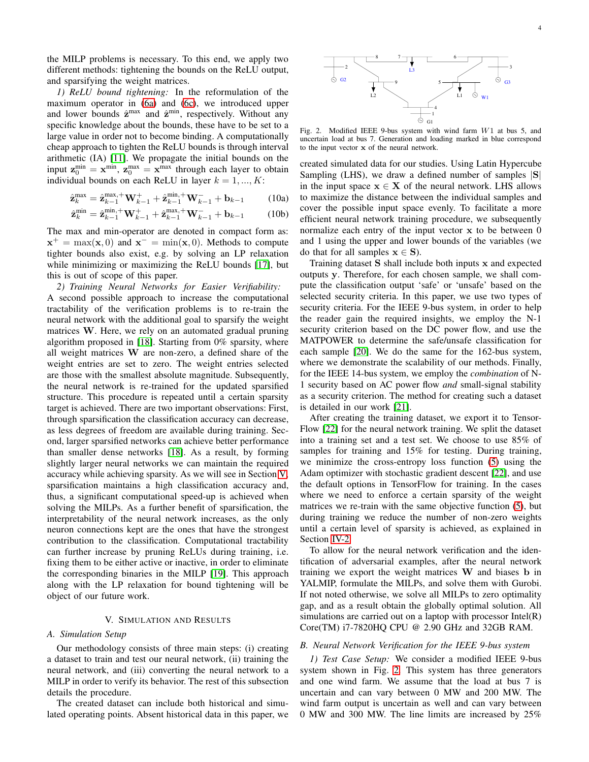the MILP problems is necessary. To this end, we apply two different methods: tightening the bounds on the ReLU output, and sparsifying the weight matrices.

*1) ReLU bound tightening:* In the reformulation of the maximum operator in (6a) and (6c), we introduced upper and lower bounds $\hat{\mathbf{z}}^{\max}$ and $\hat{\mathbf{z}}^{\min}$, respectively. Without any specific knowledge about the bounds, these have to be set to a large value in order not to become binding. A computationally cheap approach to tighten the ReLU bounds is through interval arithmetic (IA) [11]. We propagate the initial bounds on the input $\mathbf{z}_0^{\min} = \mathbf{x}^{\min}$, $\mathbf{z}_0^{\max} = \mathbf{x}^{\max}$ through each layer to obtain individual bounds on each ReLU in layer $k = 1, ..., K$:

$$\hat{\mathbf{z}}_k^{\max} = \hat{\mathbf{z}}_{k-1}^{\max,+}\mathbf{W}_{k-1}^{+} + \hat{\mathbf{z}}_{k-1}^{\min,+}\mathbf{W}_{k-1}^{-} + \mathbf{b}_{k-1} \tag{10a}$$

$$\hat{\mathbf{z}}_k^{\min} = \hat{\mathbf{z}}_{k-1}^{\min,+}\mathbf{W}_{k-1}^{+} + \hat{\mathbf{z}}_{k-1}^{\max,+}\mathbf{W}_{k-1}^{-} + \mathbf{b}_{k-1} \tag{10b}$$

The max and min-operator are denoted in compact form as: $\mathbf{x}^{+} = \max(\mathbf{x}, 0)$ and $\mathbf{x}^{-} = \min(\mathbf{x}, 0)$. Methods to compute tighter bounds also exist, e.g. by solving an LP relaxation while minimizing or maximizing the ReLU bounds [17], but this is out of scope of this paper.

*2) Training Neural Networks for Easier Verifiability:* A second possible approach to increase the computational tractability of the verification problems is to re-train the neural network with the additional goal to sparsify the weight matrices $\mathbf{W}$. Here, we rely on an automated gradual pruning algorithm proposed in [18]. Starting from 0% sparsity, where all weight matrices $\mathbf{W}$ are non-zero, a defined share of the weight entries are set to zero. The weight entries selected are those with the smallest absolute magnitude. Subsequently, the neural network is re-trained for the updated sparsified structure. This procedure is repeated until a certain sparsity target is achieved. There are two important observations: First, through sparsification the classification accuracy can decrease, as less degrees of freedom are available during training. Second, larger sparsified networks can achieve better performance than smaller dense networks [18]. As a result, by forming slightly larger neural networks we can maintain the required accuracy while achieving sparsity. As we will see in Section V, sparsification maintains a high classification accuracy and, thus, a significant computational speed-up is achieved when solving the MILPs. As a further benefit of sparsification, the interpretability of the neural network increases, as the only neuron connections kept are the ones that have the strongest contribution to the classification. Computational tractability can further increase by pruning ReLUs during training, i.e. fixing them to be either active or inactive, in order to eliminate the corresponding binaries in the MILP [19]. This approach along with the LP relaxation for bound tightening will be object of our future work.

## V. Simulation and Results

### A. Simulation Setup

Our methodology consists of three main steps: (i) creating a dataset to train and test our neural network, (ii) training the neural network, and (iii) converting the neural network to a MILP in order to verify its behavior. The rest of this subsection details the procedure.

The created dataset can include both historical and simulated operating points. Absent historical data in this paper, we created simulated data for our studies. Using Latin Hypercube Sampling (LHS), we draw a defined number of samples $|\mathbf{S}|$ in the input space $\mathbf{x} \in \mathbf{X}$ of the neural network. LHS allows to maximize the distance between the individual samples and cover the possible input space evenly. To facilitate a more efficient neural network training procedure, we subsequently normalize each entry of the input vector $\mathbf{x}$ to be between 0 and 1 using the upper and lower bounds of the variables (we do that for all samples $\mathbf{x} \in \mathbf{S}$).

Training dataset $\mathbf{S}$ shall include both inputs $\mathbf{x}$ and expected outputs $\mathbf{y}$. Therefore, for each chosen sample, we shall compute the classification output 'safe' or 'unsafe' based on the selected security criteria. In this paper, we use two types of security criteria. For the IEEE 9-bus system, in order to help the reader gain the required insights, we employ the N-1 security criterion based on the DC power flow, and use the MATPOWER to determine the safe/unsafe classification for each sample [20]. We do the same for the 162-bus system, where we demonstrate the scalability of our methods. Finally, for the IEEE 14-bus system, we employ the *combination* of N-1 security based on AC power flow *and* small-signal stability as a security criterion. The method for creating such a dataset is detailed in our work [21].

After creating the training dataset, we export it to TensorFlow [22] for the neural network training. We split the dataset into a training set and a test set. We choose to use 85% of samples for training and 15% for testing. During training, we minimize the cross-entropy loss function (5) using the Adam optimizer with stochastic gradient descent [22], and use the default options in TensorFlow for training. In the cases where we need to enforce a certain sparsity of the weight matrices we re-train with the same objective function (5), but during training we reduce the number of non-zero weights until a certain level of sparsity is achieved, as explained in Section IV-2.

To allow for the neural network verification and the identification of adversarial examples, after the neural network training we export the weight matrices $\mathbf{W}$ and biases $\mathbf{b}$ in YALMIP, formulate the MILPs, and solve them with Gurobi. If not noted otherwise, we solve all MILPs to zero optimality gap, and as a result obtain the globally optimal solution. All simulations are carried out on a laptop with processor Intel(R) Core(TM) i7-7820HQ CPU @ 2.90 GHz and 32GB RAM.

Fig. 2. Modified IEEE 9-bus system with wind farm $W1$ at bus 5, and uncertain load at bus 7. Generation and loading marked in blue correspond to the input vector $\mathbf{x}$ of the neural network.

### B. Neural Network Verification for the IEEE 9-bus system

*1) Test Case Setup:* We consider a modified IEEE 9-bus system shown in Fig. 2. This system has three generators and one wind farm. We assume that the load at bus 7 is uncertain and can vary between 0 MW and 200 MW. The wind farm output is uncertain as well and can vary between 0 MW and 300 MW. The line limits are increased by 25%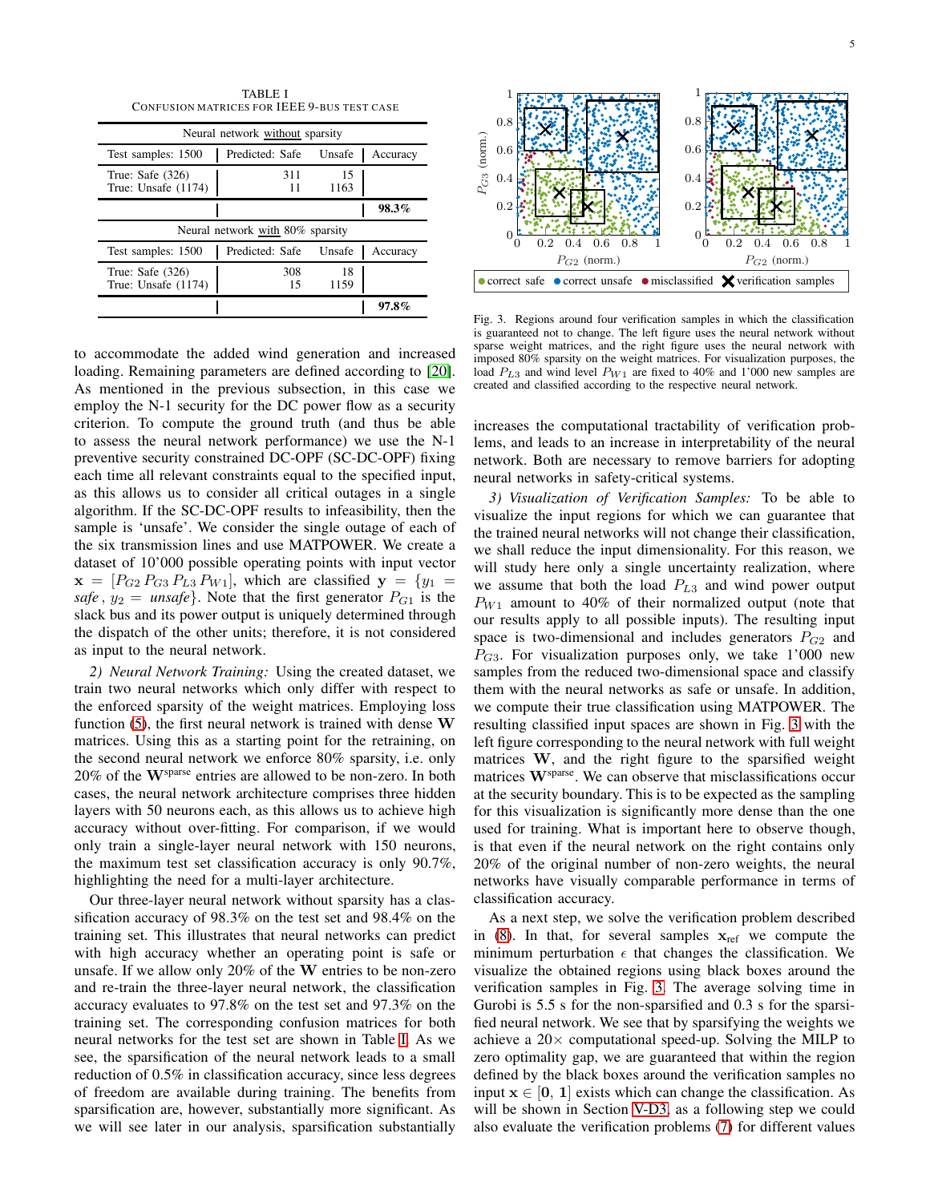TABLE I
CONFUSION MATRICES FOR IEEE 9-BUS TEST CASE

| Neural network without sparsity | | | |
|---|---|---|---|
| Test samples: 1500 | Predicted: Safe | Unsafe | Accuracy |
| True: Safe (326) | 311 | 15 | |
| True: Unsafe (1174) | 11 | 1163 | |
| | | | **98.3%** |
| **Neural network with 80% sparsity** | | | |
| Test samples: 1500 | Predicted: Safe | Unsafe | Accuracy |
| True: Safe (326) | 308 | 18 | |
| True: Unsafe (1174) | 15 | 1159 | |
| | | | **97.8%** |

to accommodate the added wind generation and increased loading. Remaining parameters are defined according to [20]. As mentioned in the previous subsection, in this case we employ the N-1 security for the DC power flow as a security criterion. To compute the ground truth (and thus be able to assess the neural network performance) we use the N-1 preventive security constrained DC-OPF (SC-DC-OPF) fixing each time all relevant constraints equal to the specified input, as this allows us to consider all critical outages in a single algorithm. If the SC-DC-OPF results to infeasibility, then the sample is 'unsafe'. We consider the single outage of each of the six transmission lines and use MATPOWER. We create a dataset of 10'000 possible operating points with input vector $\mathbf{x} = [P_{G2}\, P_{G3}\, P_{L3}\, P_{W1}]$, which are classified $\mathbf{y} = \{y_1 = \textit{safe}\,,\, y_2 = \textit{unsafe}\}$. Note that the first generator $P_{G1}$ is the slack bus and its power output is uniquely determined through the dispatch of the other units; therefore, it is not considered as input to the neural network.

*2) Neural Network Training:* Using the created dataset, we train two neural networks which only differ with respect to the enforced sparsity of the weight matrices. Employing loss function (5), the first neural network is trained with dense $\mathbf{W}$ matrices. Using this as a starting point for the retraining, on the second neural network we enforce 80% sparsity, i.e. only 20% of the $\mathbf{W}^{\text{sparse}}$ entries are allowed to be non-zero. In both cases, the neural network architecture comprises three hidden layers with 50 neurons each, as this allows us to achieve high accuracy without over-fitting. For comparison, if we would only train a single-layer neural network with 150 neurons, the maximum test set classification accuracy is only 90.7%, highlighting the need for a multi-layer architecture.

Our three-layer neural network without sparsity has a classification accuracy of 98.3% on the test set and 98.4% on the training set. This illustrates that neural networks can predict with high accuracy whether an operating point is safe or unsafe. If we allow only 20% of the $\mathbf{W}$ entries to be non-zero and re-train the three-layer neural network, the classification accuracy evaluates to 97.8% on the test set and 97.3% on the training set. The corresponding confusion matrices for both neural networks for the test set are shown in Table I. As we see, the sparsification of the neural network leads to a small reduction of 0.5% in classification accuracy, since less degrees of freedom are available during training. The benefits from sparsification are, however, substantially more significant. As we will see later in our analysis, sparsification substantially increases the computational tractability of verification problems, and leads to an increase in interpretability of the neural network. Both are necessary to remove barriers for adopting neural networks in safety-critical systems.

Fig. 3. Regions around four verification samples in which the classification is guaranteed not to change. The left figure uses the neural network without sparse weight matrices, and the right figure uses the neural network with imposed 80% sparsity on the weight matrices. For visualization purposes, the load $P_{L3}$ and wind level $P_{W1}$ are fixed to 40% and 1'000 new samples are created and classified according to the respective neural network.

*3) Visualization of Verification Samples:* To be able to visualize the input regions for which we can guarantee that the trained neural networks will not change their classification, we shall reduce the input dimensionality. For this reason, we will study here only a single uncertainty realization, where we assume that both the load $P_{L3}$ and wind power output $P_{W1}$ amount to 40% of their normalized output (note that our results apply to all possible inputs). The resulting input space is two-dimensional and includes generators $P_{G2}$ and $P_{G3}$. For visualization purposes only, we take 1'000 new samples from the reduced two-dimensional space and classify them with the neural networks as safe or unsafe. In addition, we compute their true classification using MATPOWER. The resulting classified input spaces are shown in Fig. 3 with the left figure corresponding to the neural network with full weight matrices $\mathbf{W}$, and the right figure to the sparsified weight matrices $\mathbf{W}^{\text{sparse}}$. We can observe that misclassifications occur at the security boundary. This is to be expected as the sampling for this visualization is significantly more dense than the one used for training. What is important here to observe though, is that even if the neural network on the right contains only 20% of the original number of non-zero weights, the neural networks have visually comparable performance in terms of classification accuracy.

As a next step, we solve the verification problem described in (8). In that, for several samples $\mathbf{x}_{\text{ref}}$ we compute the minimum perturbation $\epsilon$ that changes the classification. We visualize the obtained regions using black boxes around the verification samples in Fig. 3. The average solving time in Gurobi is 5.5 s for the non-sparsified and 0.3 s for the sparsified neural network. We see that by sparsifying the weights we achieve a 20× computational speed-up. Solving the MILP to zero optimality gap, we are guaranteed that within the region defined by the black boxes around the verification samples no input $\mathbf{x} \in [\mathbf{0},\, \mathbf{1}]$ exists which can change the classification. As will be shown in Section V-D3, as a following step we could also evaluate the verification problems (7) for different values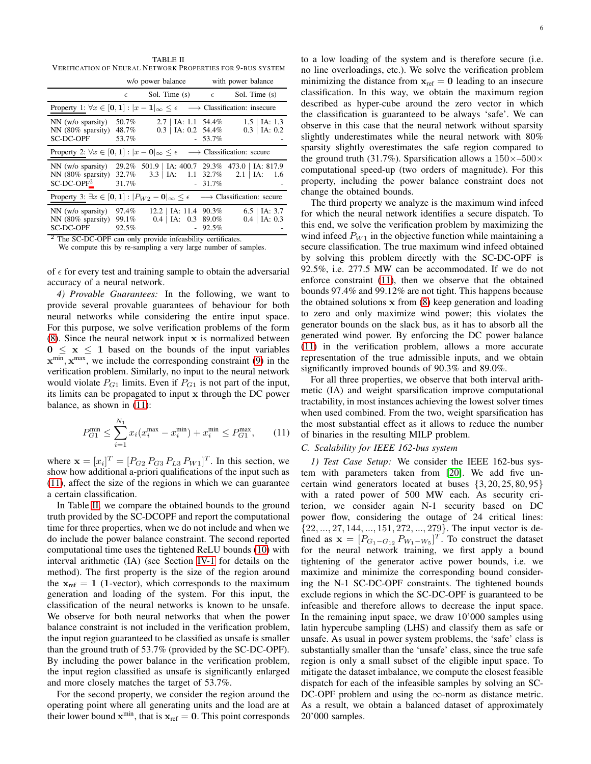TABLE II
VERIFICATION OF NEURAL NETWORK PROPERTIES FOR 9-BUS SYSTEM

| | w/o power balance | | with power balance | |
|---|---|---|---|---|
| | $\epsilon$ | Sol. Time (s) | $\epsilon$ | Sol. Time (s) |
| Property 1: $\forall x \in [\mathbf{0}, \mathbf{1}] : \lvert x - \mathbf{1} \rvert_\infty \leq \epsilon \longrightarrow$ Classification: insecure | | | | |
| NN (w/o sparsity) | 50.7% | 2.7 \| IA: 1.1 | 54.4% | 1.5 \| IA: 1.3 |
| NN (80% sparsity) | 48.7% | 0.3 \| IA: 0.2 | 54.4% | 0.3 \| IA: 0.2 |
| SC-DC-OPF | 53.7% | - | 53.7% | - |
| Property 2: $\forall x \in [\mathbf{0}, \mathbf{1}] : \lvert x - \mathbf{0} \rvert_\infty \leq \epsilon \longrightarrow$ Classification: secure | | | | |
| NN (w/o sparsity) | 29.2% | 501.9 \| IA: 400.7 | 29.3% | 473.0 \| IA: 817.9 |
| NN (80% sparsity) | 32.7% | 3.3 \| IA: 1.1 | 32.7% | 2.1 \| IA: 1.6 |
| SC-DC-OPF[2] | 31.7% | - | 31.7% | - |
| Property 3: $\exists x \in [\mathbf{0}, \mathbf{1}] : \lvert P_{W2} - \mathbf{0} \rvert_\infty \leq \epsilon \longrightarrow$ Classification: secure | | | | |
| NN (w/o sparsity) | 97.4% | 12.2 \| IA: 11.4 | 90.3% | 6.5 \| IA: 3.7 |
| NN (80% sparsity) | 99.1% | 0.4 \| IA: 0.3 | 89.0% | 0.4 \| IA: 0.3 |
| SC-DC-OPF | 92.5% | - | 92.5% | - |

[2] The SC-DC-OPF can only provide infeasibility certificates. We compute this by re-sampling a very large number of samples.

of $\epsilon$ for every test and training sample to obtain the adversarial accuracy of a neural network.

*4) Provable Guarantees:* In the following, we want to provide several provable guarantees of behaviour for both neural networks while considering the entire input space. For this purpose, we solve verification problems of the form (8). Since the neural network input $\mathbf{x}$ is normalized between $\mathbf{0} \leq \mathbf{x} \leq \mathbf{1}$ based on the bounds of the input variables $\mathbf{x}^{\text{min}}, \mathbf{x}^{\text{max}}$, we include the corresponding constraint (9) in the verification problem. Similarly, no input to the neural network would violate $P_{G1}$ limits. Even if $P_{G1}$ is not part of the input, its limits can be propagated to input $\mathbf{x}$ through the DC power balance, as shown in (11):

$$P_{G1}^{\text{min}} \leq \sum_{i=1}^{N_1} x_i (x_i^{\text{max}} - x_i^{\text{min}}) + x_i^{\text{min}} \leq P_{G1}^{\text{max}}, \qquad (11)$$

where $\mathbf{x} = [x_i]^T = [P_{G2}\, P_{G3}\, P_{L3}\, P_{W1}]^T$. In this section, we show how additional a-priori qualifications of the input such as (11), affect the size of the regions in which we can guarantee a certain classification.

In Table II, we compare the obtained bounds to the ground truth provided by the SC-DCOPF and report the computational time for three properties, when we do not include and when we do include the power balance constraint. The second reported computational time uses the tightened ReLU bounds (10) with interval arithmetic (IA) (see Section IV-1 for details on the method). The first property is the size of the region around the $\mathbf{x}_{\text{ref}} = \mathbf{1}$ ($\mathbf{1}$-vector), which corresponds to the maximum generation and loading of the system. For this input, the classification of the neural networks is known to be unsafe. We observe for both neural networks that when the power balance constraint is not included in the verification problem, the input region guaranteed to be classified as unsafe is smaller than the ground truth of 53.7% (provided by the SC-DC-OPF). By including the power balance in the verification problem, the input region classified as unsafe is significantly enlarged and more closely matches the target of 53.7%.

For the second property, we consider the region around the operating point where all generating units and the load are at their lower bound $\mathbf{x}^{\text{min}}$, that is $\mathbf{x}_{\text{ref}} = \mathbf{0}$. This point corresponds to a low loading of the system and is therefore secure (i.e. no line overloadings, etc.). We solve the verification problem minimizing the distance from $\mathbf{x}_{\text{ref}} = \mathbf{0}$ leading to an insecure classification. In this way, we obtain the maximum region described as hyper-cube around the zero vector in which the classification is guaranteed to be always 'safe'. We can observe in this case that the neural network without sparsity slightly underestimates while the neural network with 80% sparsity slightly overestimates the safe region compared to the ground truth (31.7%). Sparsification allows a $150\times$–$500\times$ computational speed-up (two orders of magnitude). For this property, including the power balance constraint does not change the obtained bounds.

The third property we analyze is the maximum wind infeed for which the neural network identifies a secure dispatch. To this end, we solve the verification problem by maximizing the wind infeed $P_{W1}$ in the objective function while maintaining a secure classification. The true maximum wind infeed obtained by solving this problem directly with the SC-DC-OPF is 92.5%, i.e. 277.5 MW can be accommodated. If we do not enforce constraint (11), then we observe that the obtained bounds 97.4% and 99.12% are not tight. This happens because the obtained solutions $\mathbf{x}$ from (8) keep generation and loading to zero and only maximize wind power; this violates the generator bounds on the slack bus, as it has to absorb all the generated wind power. By enforcing the DC power balance (11) in the verification problem, allows a more accurate representation of the true admissible inputs, and we obtain significantly improved bounds of 90.3% and 89.0%.

For all three properties, we observe that both interval arithmetic (IA) and weight sparsification improve computational tractability, in most instances achieving the lowest solver times when used combined. From the two, weight sparsification has the most substantial effect as it allows to reduce the number of binaries in the resulting MILP problem.

### C. Scalability for IEEE 162-bus system

*1) Test Case Setup:* We consider the IEEE 162-bus system with parameters taken from [20]. We add five uncertain wind generators located at buses $\{3, 20, 25, 80, 95\}$ with a rated power of 500 MW each. As security criterion, we consider again N-1 security based on DC power flow, considering the outage of 24 critical lines: $\{22, ..., 27, 144, ..., 151, 272, ..., 279\}$. The input vector is defined as $\mathbf{x} = [P_{G_1-G_{12}}\, P_{W_1-W_5}]^T$. To construct the dataset for the neural network training, we first apply a bound tightening of the generator active power bounds, i.e. we maximize and minimize the corresponding bound considering the N-1 SC-DC-OPF constraints. The tightened bounds exclude regions in which the SC-DC-OPF is guaranteed to be infeasible and therefore allows to decrease the input space. In the remaining input space, we draw 10'000 samples using latin hypercube sampling (LHS) and classify them as safe or unsafe. As usual in power system problems, the 'safe' class is substantially smaller than the 'unsafe' class, since the true safe region is only a small subset of the eligible input space. To mitigate the dataset imbalance, we compute the closest feasible dispatch for each of the infeasible samples by solving an SC-DC-OPF problem and using the $\infty$-norm as distance metric. As a result, we obtain a balanced dataset of approximately 20'000 samples.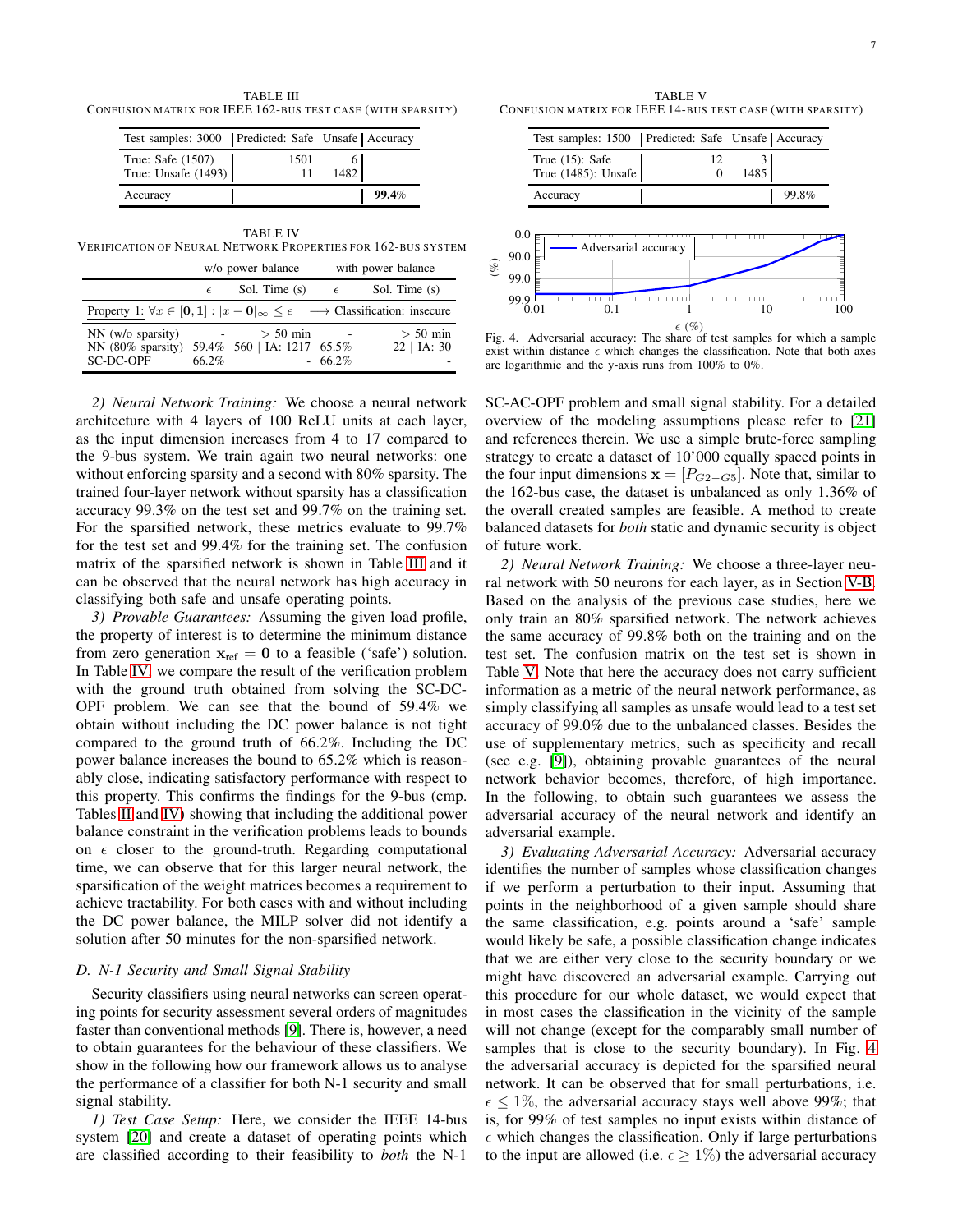TABLE III
CONFUSION MATRIX FOR IEEE 162-BUS TEST CASE (WITH SPARSITY)

| Test samples: 3000 | Predicted: Safe | Unsafe | Accuracy |
|---|---|---|---|
| True: Safe (1507) | 1501 | 6 | |
| True: Unsafe (1493) | 11 | 1482 | |
| Accuracy | | | **99.4**% |

TABLE IV
VERIFICATION OF NEURAL NETWORK PROPERTIES FOR 162-BUS SYSTEM

| | w/o power balance | | with power balance | |
|---|---|---|---|---|
| | $\epsilon$ | Sol. Time (s) | $\epsilon$ | Sol. Time (s) |
| Property 1: $\forall x \in [\mathbf{0}, \mathbf{1}] : \lvert x - \mathbf{0} \rvert_\infty \leq \epsilon$ | | $\longrightarrow$ Classification: insecure | | |
| NN (w/o sparsity) | - | > 50 min | - | > 50 min |
| NN (80% sparsity) | 59.4% | 560 \| IA: 1217 | 65.5% | 22 \| IA: 30 |
| SC-DC-OPF | 66.2% | - | 66.2% | - |

*2) Neural Network Training:* We choose a neural network architecture with 4 layers of 100 ReLU units at each layer, as the input dimension increases from 4 to 17 compared to the 9-bus system. We train again two neural networks: one without enforcing sparsity and a second with 80% sparsity. The trained four-layer network without sparsity has a classification accuracy 99.3% on the test set and 99.7% on the training set. For the sparsified network, these metrics evaluate to 99.7% for the test set and 99.4% for the training set. The confusion matrix of the sparsified network is shown in Table III and it can be observed that the neural network has high accuracy in classifying both safe and unsafe operating points.

*3) Provable Guarantees:* Assuming the given load profile, the property of interest is to determine the minimum distance from zero generation $\mathbf{x}_{\text{ref}} = \mathbf{0}$ to a feasible ('safe') solution. In Table IV, we compare the result of the verification problem with the ground truth obtained from solving the SC-DC-OPF problem. We can see that the bound of 59.4% we obtain without including the DC power balance is not tight compared to the ground truth of 66.2%. Including the DC power balance increases the bound to 65.2% which is reasonably close, indicating satisfactory performance with respect to this property. This confirms the findings for the 9-bus (cmp. Tables II and IV) showing that including the additional power balance constraint in the verification problems leads to bounds on $\epsilon$ closer to the ground-truth. Regarding computational time, we can observe that for this larger neural network, the sparsification of the weight matrices becomes a requirement to achieve tractability. For both cases with and without including the DC power balance, the MILP solver did not identify a solution after 50 minutes for the non-sparsified network.

### D. N-1 Security and Small Signal Stability

Security classifiers using neural networks can screen operating points for security assessment several orders of magnitudes faster than conventional methods [9]. There is, however, a need to obtain guarantees for the behaviour of these classifiers. We show in the following how our framework allows us to analyse the performance of a classifier for both N-1 security and small signal stability.

*1) Test Case Setup:* Here, we consider the IEEE 14-bus system [20] and create a dataset of operating points which are classified according to their feasibility to *both* the N-1 SC-AC-OPF problem and small signal stability. For a detailed overview of the modeling assumptions please refer to [21] and references therein. We use a simple brute-force sampling strategy to create a dataset of 10'000 equally spaced points in the four input dimensions $\mathbf{x} = [P_{G2-G5}]$. Note that, similar to the 162-bus case, the dataset is unbalanced as only 1.36% of the overall created samples are feasible. A method to create balanced datasets for *both* static and dynamic security is object of future work.

TABLE V
CONFUSION MATRIX FOR IEEE 14-BUS TEST CASE (WITH SPARSITY)

| Test samples: 1500 | Predicted: Safe | Unsafe | Accuracy |
|---|---|---|---|
| True (15): Safe | 12 | 3 | |
| True (1485): Unsafe | 0 | 1485 | |
| Accuracy | | | 99.8% |

Fig. 4. Adversarial accuracy: The share of test samples for which a sample exist within distance $\epsilon$ which changes the classification. Note that both axes are logarithmic and the y-axis runs from 100% to 0%.

*2) Neural Network Training:* We choose a three-layer neural network with 50 neurons for each layer, as in Section V-B. Based on the analysis of the previous case studies, here we only train an 80% sparsified network. The network achieves the same accuracy of 99.8% both on the training and on the test set. The confusion matrix on the test set is shown in Table V. Note that here the accuracy does not carry sufficient information as a metric of the neural network performance, as simply classifying all samples as unsafe would lead to a test set accuracy of 99.0% due to the unbalanced classes. Besides the use of supplementary metrics, such as specificity and recall (see e.g. [9]), obtaining provable guarantees of the neural network behavior becomes, therefore, of high importance. In the following, to obtain such guarantees we assess the adversarial accuracy of the neural network and identify an adversarial example.

*3) Evaluating Adversarial Accuracy:* Adversarial accuracy identifies the number of samples whose classification changes if we perform a perturbation to their input. Assuming that points in the neighborhood of a given sample should share the same classification, e.g. points around a 'safe' sample would likely be safe, a possible classification change indicates that we are either very close to the security boundary or we might have discovered an adversarial example. Carrying out this procedure for our whole dataset, we would expect that in most cases the classification in the vicinity of the sample will not change (except for the comparably small number of samples that is close to the security boundary). In Fig. 4 the adversarial accuracy is depicted for the sparsified neural network. It can be observed that for small perturbations, i.e. $\epsilon \leq 1\%$, the adversarial accuracy stays well above 99%; that is, for 99% of test samples no input exists within distance of $\epsilon$ which changes the classification. Only if large perturbations to the input are allowed (i.e. $\epsilon \geq 1\%$) the adversarial accuracy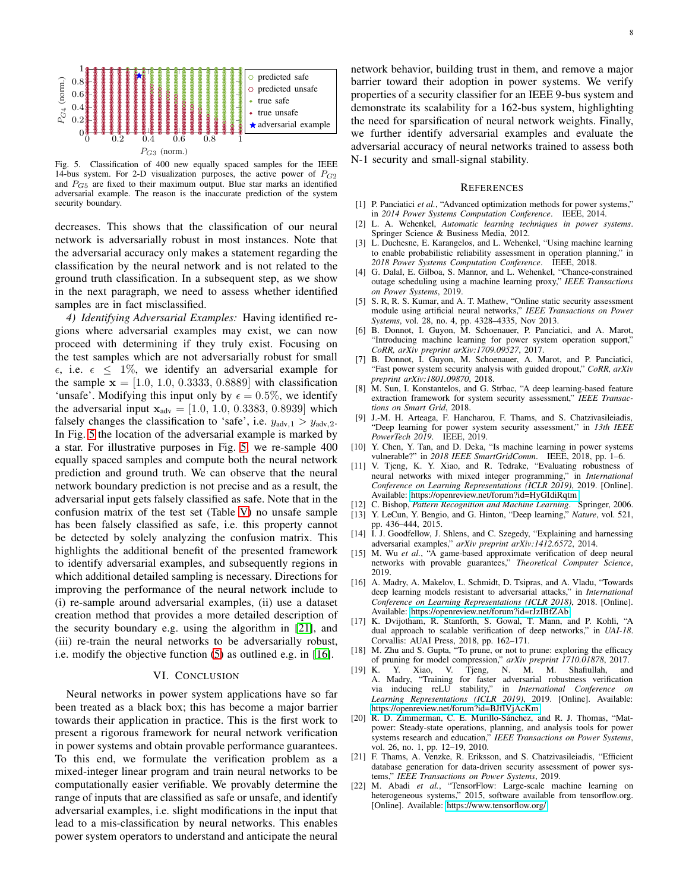$P_{G4}$ (norm.)

1
0.8
0.6
0.4
0.2
0

0
0.2
0.4
0.6
0.8
1

$P_{G3}$ (norm.)

predicted safe
predicted unsafe
true safe
true unsafe
adversarial example

Fig. 5. Classification of 400 new equally spaced samples for the IEEE 14-bus system. For 2-D visualization purposes, the active power of $P_{G2}$ and $P_{G5}$ are fixed to their maximum output. Blue star marks an identified adversarial example. The reason is the inaccurate prediction of the system security boundary.

decreases. This shows that the classification of our neural network is adversarially robust in most instances. Note that the adversarial accuracy only makes a statement regarding the classification by the neural network and is not related to the ground truth classification. In a subsequent step, as we show in the next paragraph, we need to assess whether identified samples are in fact misclassified.

*4) Identifying Adversarial Examples:* Having identified regions where adversarial examples may exist, we can now proceed with determining if they truly exist. Focusing on the test samples which are not adversarially robust for small $\epsilon$, i.e. $\epsilon \leq 1\%$, we identify an adversarial example for the sample $\mathbf{x} = [1.0, 1.0, 0.3333, 0.8889]$ with classification 'unsafe'. Modifying this input only by $\epsilon = 0.5\%$, we identify the adversarial input $\mathbf{x}_{\text{adv}} = [1.0, 1.0, 0.3383, 0.8939]$ which falsely changes the classification to 'safe', i.e. $y_{\text{adv},1} > y_{\text{adv},2}$. In Fig. 5 the location of the adversarial example is marked by a star. For illustrative purposes in Fig. 5, we re-sample 400 equally spaced samples and compute both the neural network prediction and ground truth. We can observe that the neural network boundary prediction is not precise and as a result, the adversarial input gets falsely classified as safe. Note that in the confusion matrix of the test set (Table V) no unsafe sample has been falsely classified as safe, i.e. this property cannot be detected by solely analyzing the confusion matrix. This highlights the additional benefit of the presented framework to identify adversarial examples, and subsequently regions in which additional detailed sampling is necessary. Directions for improving the performance of the neural network include to (i) re-sample around adversarial examples, (ii) use a dataset creation method that provides a more detailed description of the security boundary e.g. using the algorithm in [21], and (iii) re-train the neural networks to be adversarially robust, i.e. modify the objective function (5) as outlined e.g. in [16].

## VI. Conclusion

Neural networks in power system applications have so far been treated as a black box; this has become a major barrier towards their application in practice. This is the first work to present a rigorous framework for neural network verification in power systems and obtain provable performance guarantees. To this end, we formulate the verification problem as a mixed-integer linear program and train neural networks to be computationally easier verifiable. We provably determine the range of inputs that are classified as safe or unsafe, and identify adversarial examples, i.e. slight modifications in the input that lead to a mis-classification by neural networks. This enables power system operators to understand and anticipate the neural network behavior, building trust in them, and remove a major barrier toward their adoption in power systems. We verify properties of a security classifier for an IEEE 9-bus system and demonstrate its scalability for a 162-bus system, highlighting the need for sparsification of neural network weights. Finally, we further identify adversarial examples and evaluate the adversarial accuracy of neural networks trained to assess both N-1 security and small-signal stability.

## References

[1] P. Panciatici *et al.*, "Advanced optimization methods for power systems," in *2014 Power Systems Computation Conference*. IEEE, 2014.

[2] L. A. Wehenkel, *Automatic learning techniques in power systems*. Springer Science & Business Media, 2012.

[3] L. Duchesne, E. Karangelos, and L. Wehenkel, "Using machine learning to enable probabilistic reliability assessment in operation planning," in *2018 Power Systems Computation Conference*. IEEE, 2018.

[4] G. Dalal, E. Gilboa, S. Mannor, and L. Wehenkel, "Chance-constrained outage scheduling using a machine learning proxy," *IEEE Transactions on Power Systems*, 2019.

[5] S. R, R. S. Kumar, and A. T. Mathew, "Online static security assessment module using artificial neural networks," *IEEE Transactions on Power Systems*, vol. 28, no. 4, pp. 4328–4335, Nov 2013.

[6] B. Donnot, I. Guyon, M. Schoenauer, P. Panciatici, and A. Marot, "Introducing machine learning for power system operation support," *CoRR, arXiv preprint arXiv:1709.09527*, 2017.

[7] B. Donnot, I. Guyon, M. Schoenauer, A. Marot, and P. Panciatici, "Fast power system security analysis with guided dropout," *CoRR, arXiv preprint arXiv:1801.09870*, 2018.

[8] M. Sun, I. Konstantelos, and G. Strbac, "A deep learning-based feature extraction framework for system security assessment," *IEEE Transactions on Smart Grid*, 2018.

[9] J.-M. H. Arteaga, F. Hancharou, F. Thams, and S. Chatzivasileiadis, "Deep learning for power system security assessment," in *13th IEEE PowerTech 2019*. IEEE, 2019.

[10] Y. Chen, Y. Tan, and D. Deka, "Is machine learning in power systems vulnerable?" in *2018 IEEE SmartGridComm*. IEEE, 2018, pp. 1–6.

[11] V. Tjeng, K. Y. Xiao, and R. Tedrake, "Evaluating robustness of neural networks with mixed integer programming," in *International Conference on Learning Representations (ICLR 2019)*, 2019. [Online]. Available: https://openreview.net/forum?id=HyGIdiRqtm

[12] C. Bishop, *Pattern Recognition and Machine Learning*. Springer, 2006.

[13] Y. LeCun, Y. Bengio, and G. Hinton, "Deep learning," *Nature*, vol. 521, pp. 436–444, 2015.

[14] I. J. Goodfellow, J. Shlens, and C. Szegedy, "Explaining and harnessing adversarial examples," *arXiv preprint arXiv:1412.6572*, 2014.

[15] M. Wu *et al.*, "A game-based approximate verification of deep neural networks with provable guarantees," *Theoretical Computer Science*, 2019.

[16] A. Madry, A. Makelov, L. Schmidt, D. Tsipras, and A. Vladu, "Towards deep learning models resistant to adversarial attacks," in *International Conference on Learning Representations (ICLR 2018)*, 2018. [Online]. Available: https://openreview.net/forum?id=rJzIBfZAb

[17] K. Dvijotham, R. Stanforth, S. Gowal, T. Mann, and P. Kohli, "A dual approach to scalable verification of deep networks," in *UAI-18*. Corvallis: AUAI Press, 2018, pp. 162–171.

[18] M. Zhu and S. Gupta, "To prune, or not to prune: exploring the efficacy of pruning for model compression," *arXiv preprint 1710.01878*, 2017.

[19] K. Y. Xiao, V. Tjeng, N. M. M. Shafiullah, and A. Madry, "Training for faster adversarial robustness verification via inducing reLU stability," in *International Conference on Learning Representations (ICLR 2019)*, 2019. [Online]. Available: https://openreview.net/forum?id=BJfIVjAcKm

[20] R. D. Zimmerman, C. E. Murillo-Sánchez, and R. J. Thomas, "Matpower: Steady-state operations, planning, and analysis tools for power systems research and education," *IEEE Transactions on Power Systems*, vol. 26, no. 1, pp. 12–19, 2010.

[21] F. Thams, A. Venzke, R. Eriksson, and S. Chatzivasileiadis, "Efficient database generation for data-driven security assessment of power systems," *IEEE Transactions on Power Systems*, 2019.

[22] M. Abadi *et al.*, "TensorFlow: Large-scale machine learning on heterogeneous systems," 2015, software available from tensorflow.org. [Online]. Available: https://www.tensorflow.org/